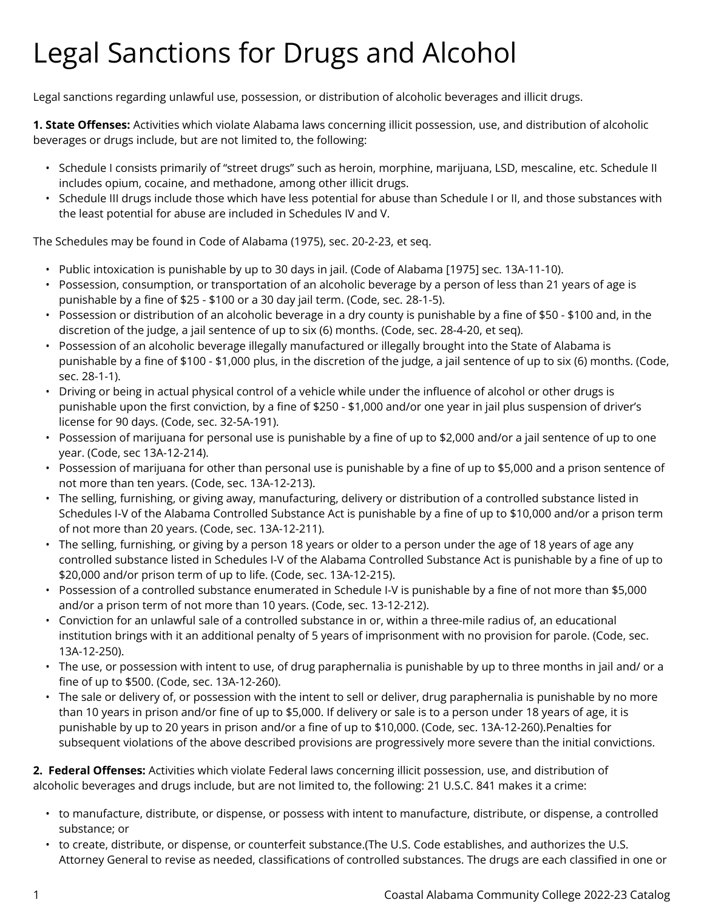# Legal Sanctions for Drugs and Alcohol

Legal sanctions regarding unlawful use, possession, or distribution of alcoholic beverages and illicit drugs.

**1. State Offenses:** Activities which violate Alabama laws concerning illicit possession, use, and distribution of alcoholic beverages or drugs include, but are not limited to, the following:

- Schedule I consists primarily of "street drugs" such as heroin, morphine, marijuana, LSD, mescaline, etc. Schedule II includes opium, cocaine, and methadone, among other illicit drugs.
- Schedule III drugs include those which have less potential for abuse than Schedule I or II, and those substances with the least potential for abuse are included in Schedules IV and V.

The Schedules may be found in Code of Alabama (1975), sec. 20-2-23, et seq.

- Public intoxication is punishable by up to 30 days in jail. (Code of Alabama [1975] sec. 13A-11-10).
- Possession, consumption, or transportation of an alcoholic beverage by a person of less than 21 years of age is punishable by a fine of $25 - $100 or a 30 day jail term. (Code, sec. 28-1-5).
- Possession or distribution of an alcoholic beverage in a dry county is punishable by a fine of $50 - $100 and, in the discretion of the judge, a jail sentence of up to six (6) months. (Code, sec. 28-4-20, et seq).
- Possession of an alcoholic beverage illegally manufactured or illegally brought into the State of Alabama is punishable by a fine of $100 - $1,000 plus, in the discretion of the judge, a jail sentence of up to six (6) months. (Code, sec. 28-1-1).
- Driving or being in actual physical control of a vehicle while under the influence of alcohol or other drugs is punishable upon the first conviction, by a fine of $250 - $1,000 and/or one year in jail plus suspension of driver's license for 90 days. (Code, sec. 32-5A-191).
- Possession of marijuana for personal use is punishable by a fine of up to $2,000 and/or a jail sentence of up to one year. (Code, sec 13A-12-214).
- Possession of marijuana for other than personal use is punishable by a fine of up to $5,000 and a prison sentence of not more than ten years. (Code, sec. 13A-12-213).
- The selling, furnishing, or giving away, manufacturing, delivery or distribution of a controlled substance listed in Schedules I-V of the Alabama Controlled Substance Act is punishable by a fine of up to $10,000 and/or a prison term of not more than 20 years. (Code, sec. 13A-12-211).
- The selling, furnishing, or giving by a person 18 years or older to a person under the age of 18 years of age any controlled substance listed in Schedules I-V of the Alabama Controlled Substance Act is punishable by a fine of up to $20,000 and/or prison term of up to life. (Code, sec. 13A-12-215).
- Possession of a controlled substance enumerated in Schedule I-V is punishable by a fine of not more than $5,000 and/or a prison term of not more than 10 years. (Code, sec. 13-12-212).
- Conviction for an unlawful sale of a controlled substance in or, within a three-mile radius of, an educational institution brings with it an additional penalty of 5 years of imprisonment with no provision for parole. (Code, sec. 13A-12-250).
- The use, or possession with intent to use, of drug paraphernalia is punishable by up to three months in jail and/ or a fine of up to $500. (Code, sec. 13A-12-260).
- The sale or delivery of, or possession with the intent to sell or deliver, drug paraphernalia is punishable by no more than 10 years in prison and/or fine of up to $5,000. If delivery or sale is to a person under 18 years of age, it is punishable by up to 20 years in prison and/or a fine of up to $10,000. (Code, sec. 13A-12-260).Penalties for subsequent violations of the above described provisions are progressively more severe than the initial convictions.

**2. Federal Offenses:** Activities which violate Federal laws concerning illicit possession, use, and distribution of alcoholic beverages and drugs include, but are not limited to, the following: 21 U.S.C. 841 makes it a crime:

- to manufacture, distribute, or dispense, or possess with intent to manufacture, distribute, or dispense, a controlled substance; or
- to create, distribute, or dispense, or counterfeit substance.(The U.S. Code establishes, and authorizes the U.S. Attorney General to revise as needed, classifications of controlled substances. The drugs are each classified in one or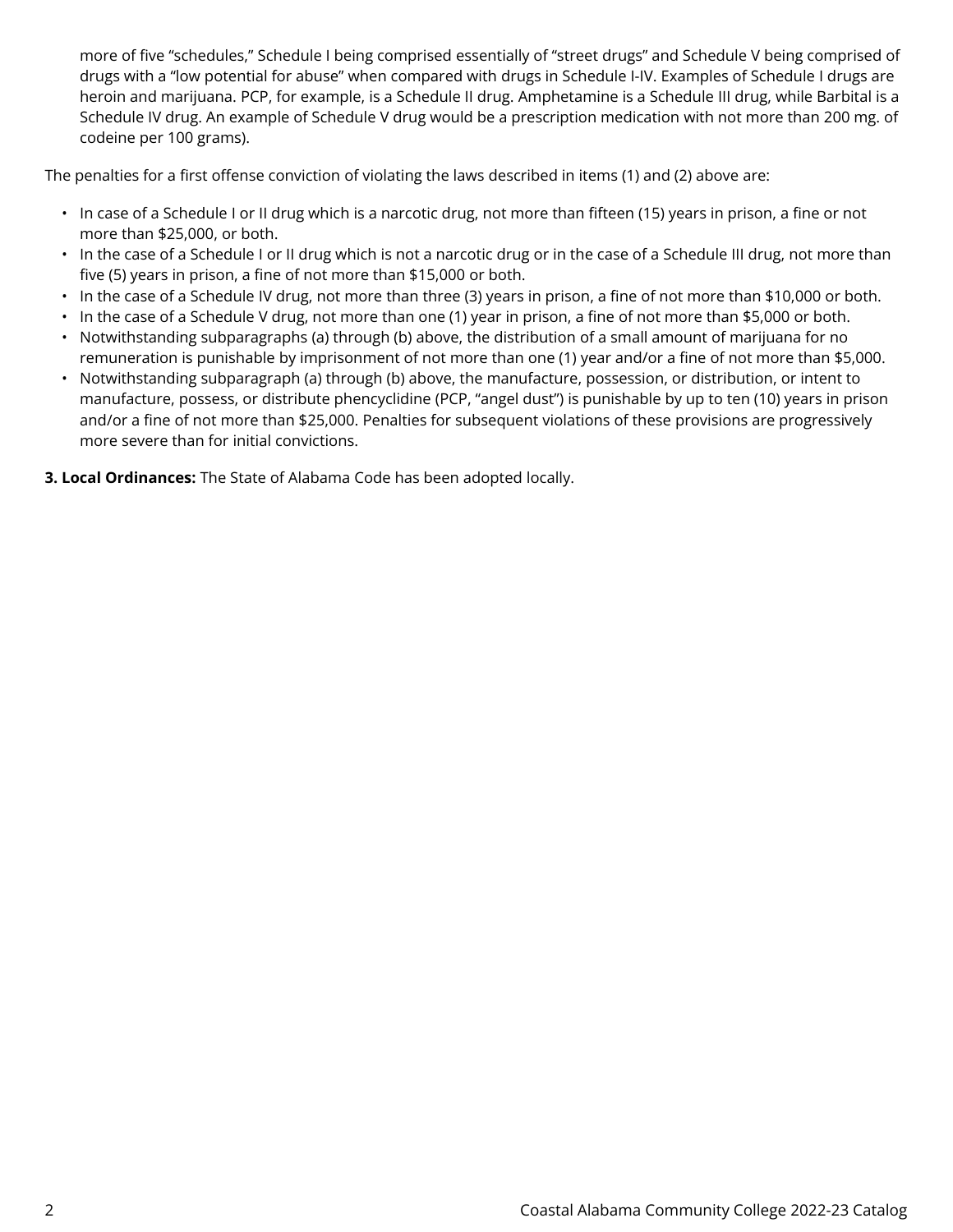more of five "schedules," Schedule I being comprised essentially of "street drugs" and Schedule V being comprised of drugs with a "low potential for abuse" when compared with drugs in Schedule I-IV. Examples of Schedule I drugs are heroin and marijuana. PCP, for example, is a Schedule II drug. Amphetamine is a Schedule III drug, while Barbital is a Schedule IV drug. An example of Schedule V drug would be a prescription medication with not more than 200 mg. of codeine per 100 grams).

The penalties for a first offense conviction of violating the laws described in items (1) and (2) above are:

- In case of a Schedule I or II drug which is a narcotic drug, not more than fifteen (15) years in prison, a fine or not more than $25,000, or both.
- In the case of a Schedule I or II drug which is not a narcotic drug or in the case of a Schedule III drug, not more than five (5) years in prison, a fine of not more than $15,000 or both.
- In the case of a Schedule IV drug, not more than three (3) years in prison, a fine of not more than $10,000 or both.
- In the case of a Schedule V drug, not more than one (1) year in prison, a fine of not more than $5,000 or both.
- Notwithstanding subparagraphs (a) through (b) above, the distribution of a small amount of marijuana for no remuneration is punishable by imprisonment of not more than one (1) year and/or a fine of not more than $5,000.
- Notwithstanding subparagraph (a) through (b) above, the manufacture, possession, or distribution, or intent to manufacture, possess, or distribute phencyclidine (PCP, "angel dust") is punishable by up to ten (10) years in prison and/or a fine of not more than $25,000. Penalties for subsequent violations of these provisions are progressively more severe than for initial convictions.

**3. Local Ordinances:** The State of Alabama Code has been adopted locally.